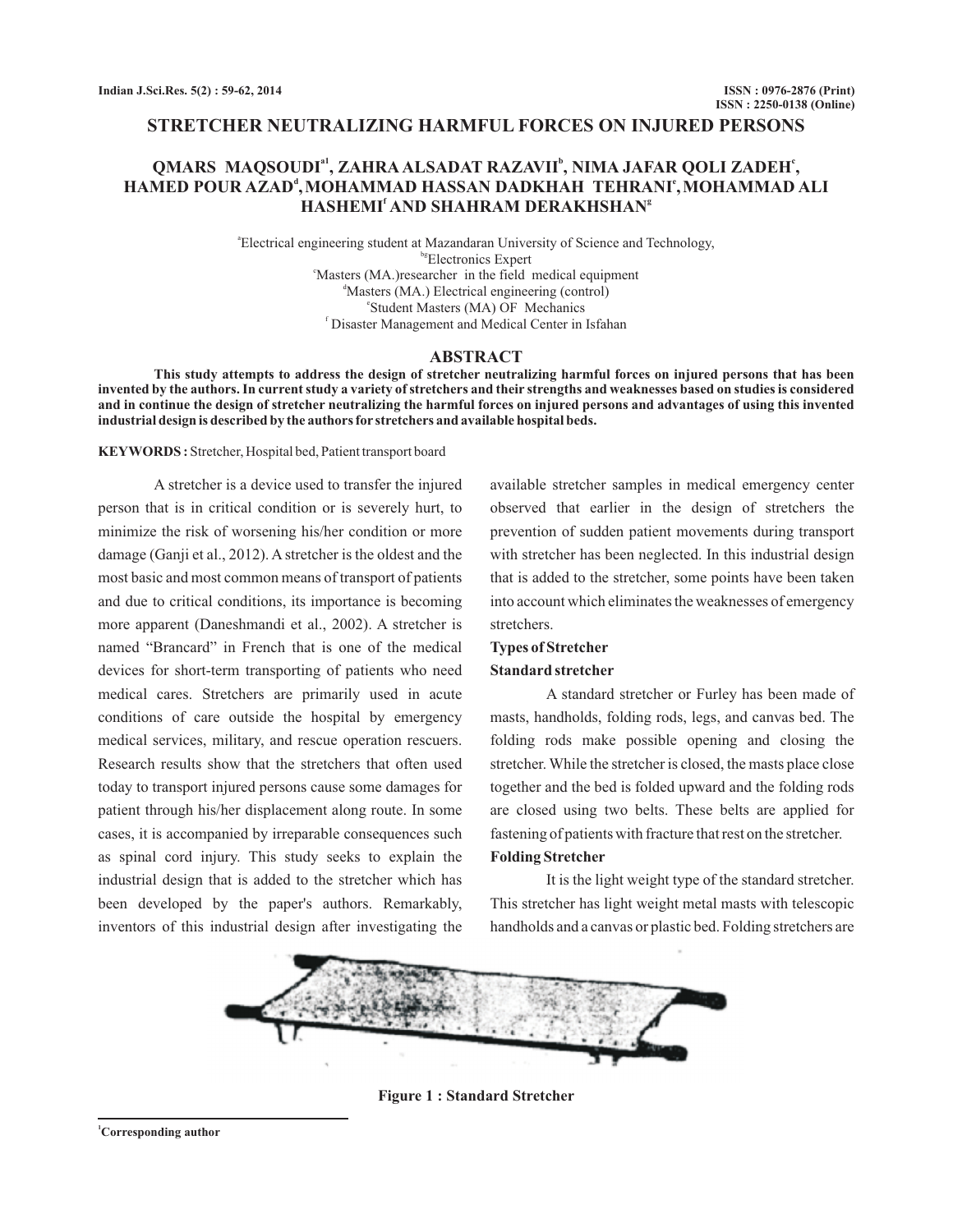# STRETCHER NEUTRALIZING HARMFUL FORCES ON INJURED PERSONS

**QMARS MAQSOUDI[a1], ZAHRA ALSADAT RAZAVII[b], NIMA JAFAR QOLI ZADEH[c], HAMED POUR AZAD[d], MOHAMMAD HASSAN DADKHAH TEHRANI[e], MOHAMMAD ALI HASHEMI[f] AND SHAHRAM DERAKHSHAN[g]**

[a]Electrical engineering student at Mazandaran University of Science and Technology,
[bg]Electronics Expert
[c]Masters (MA.)researcher in the field medical equipment
[d]Masters (MA.) Electrical engineering (control)
[e]Student Masters (MA) OF Mechanics
[f] Disaster Management and Medical Center in Isfahan

## ABSTRACT

**This study attempts to address the design of stretcher neutralizing harmful forces on injured persons that has been invented by the authors. In current study a variety of stretchers and their strengths and weaknesses based on studies is considered and in continue the design of stretcher neutralizing the harmful forces on injured persons and advantages of using this invented industrial design is described by the authors for stretchers and available hospital beds.**

**KEYWORDS :** Stretcher, Hospital bed, Patient transport board

A stretcher is a device used to transfer the injured person that is in critical condition or is severely hurt, to minimize the risk of worsening his/her condition or more damage (Ganji et al., 2012). A stretcher is the oldest and the most basic and most common means of transport of patients and due to critical conditions, its importance is becoming more apparent (Daneshmandi et al., 2002). A stretcher is named "Brancard" in French that is one of the medical devices for short-term transporting of patients who need medical cares. Stretchers are primarily used in acute conditions of care outside the hospital by emergency medical services, military, and rescue operation rescuers. Research results show that the stretchers that often used today to transport injured persons cause some damages for patient through his/her displacement along route. In some cases, it is accompanied by irreparable consequences such as spinal cord injury. This study seeks to explain the industrial design that is added to the stretcher which has been developed by the paper's authors. Remarkably, inventors of this industrial design after investigating the available stretcher samples in medical emergency center observed that earlier in the design of stretchers the prevention of sudden patient movements during transport with stretcher has been neglected. In this industrial design that is added to the stretcher, some points have been taken into account which eliminates the weaknesses of emergency stretchers.

### Types of Stretcher

#### Standard stretcher

A standard stretcher or Furley has been made of masts, handholds, folding rods, legs, and canvas bed. The folding rods make possible opening and closing the stretcher. While the stretcher is closed, the masts place close together and the bed is folded upward and the folding rods are closed using two belts. These belts are applied for fastening of patients with fracture that rest on the stretcher.

#### Folding Stretcher

It is the light weight type of the standard stretcher. This stretcher has light weight metal masts with telescopic handholds and a canvas or plastic bed. Folding stretchers are

**Figure 1 : Standard Stretcher**

[1]Corresponding author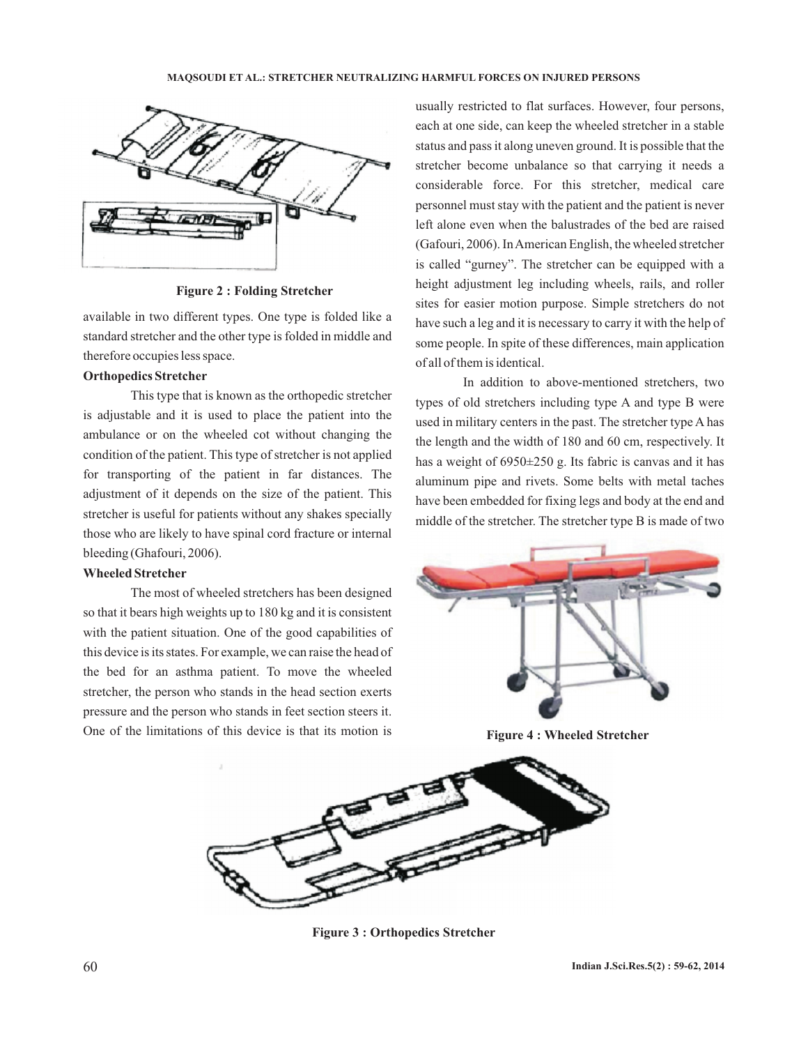Figure 2 : Folding Stretcher

available in two different types. One type is folded like a standard stretcher and the other type is folded in middle and therefore occupies less space.

**Orthopedics Stretcher**

This type that is known as the orthopedic stretcher is adjustable and it is used to place the patient into the ambulance or on the wheeled cot without changing the condition of the patient. This type of stretcher is not applied for transporting of the patient in far distances. The adjustment of it depends on the size of the patient. This stretcher is useful for patients without any shakes specially those who are likely to have spinal cord fracture or internal bleeding (Ghafouri, 2006).

**Wheeled Stretcher**

The most of wheeled stretchers has been designed so that it bears high weights up to 180 kg and it is consistent with the patient situation. One of the good capabilities of this device is its states. For example, we can raise the head of the bed for an asthma patient. To move the wheeled stretcher, the person who stands in the head section exerts pressure and the person who stands in feet section steers it. One of the limitations of this device is that its motion is usually restricted to flat surfaces. However, four persons, each at one side, can keep the wheeled stretcher in a stable status and pass it along uneven ground. It is possible that the stretcher become unbalance so that carrying it needs a considerable force. For this stretcher, medical care personnel must stay with the patient and the patient is never left alone even when the balustrades of the bed are raised (Gafouri, 2006). In American English, the wheeled stretcher is called "gurney". The stretcher can be equipped with a height adjustment leg including wheels, rails, and roller sites for easier motion purpose. Simple stretchers do not have such a leg and it is necessary to carry it with the help of some people. In spite of these differences, main application of all of them is identical.

In addition to above-mentioned stretchers, two types of old stretchers including type A and type B were used in military centers in the past. The stretcher type A has the length and the width of 180 and 60 cm, respectively. It has a weight of 6950±250 g. Its fabric is canvas and it has aluminum pipe and rivets. Some belts with metal taches have been embedded for fixing legs and body at the end and middle of the stretcher. The stretcher type B is made of two

Figure 4 : Wheeled Stretcher

Figure 3 : Orthopedics Stretcher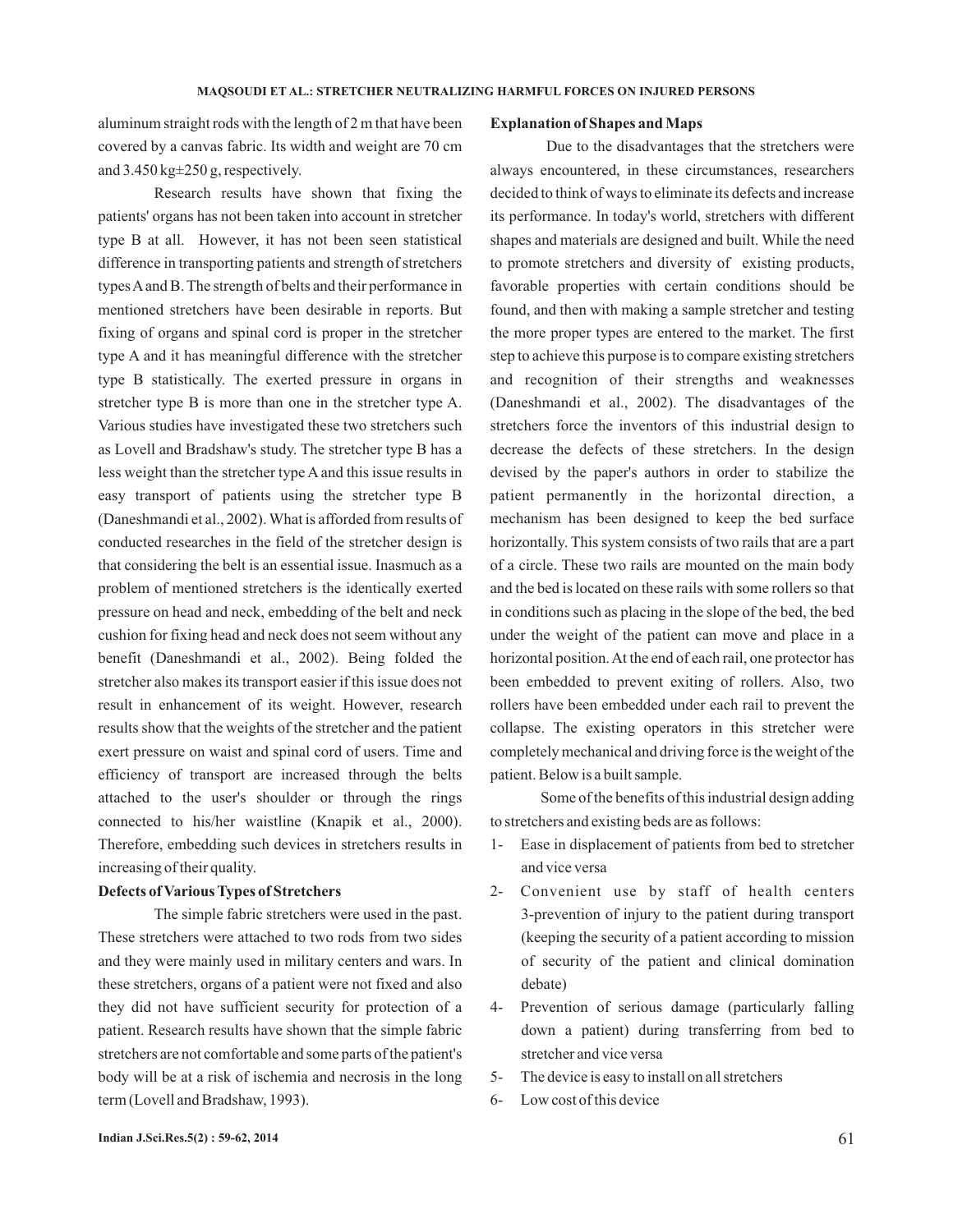aluminum straight rods with the length of 2 m that have been covered by a canvas fabric. Its width and weight are 70 cm and 3.450 kg±250 g, respectively.

Research results have shown that fixing the patients' organs has not been taken into account in stretcher type B at all. However, it has not been seen statistical difference in transporting patients and strength of stretchers types A and B. The strength of belts and their performance in mentioned stretchers have been desirable in reports. But fixing of organs and spinal cord is proper in the stretcher type A and it has meaningful difference with the stretcher type B statistically. The exerted pressure in organs in stretcher type B is more than one in the stretcher type A. Various studies have investigated these two stretchers such as Lovell and Bradshaw's study. The stretcher type B has a less weight than the stretcher type A and this issue results in easy transport of patients using the stretcher type B (Daneshmandi et al., 2002). What is afforded from results of conducted researches in the field of the stretcher design is that considering the belt is an essential issue. Inasmuch as a problem of mentioned stretchers is the identically exerted pressure on head and neck, embedding of the belt and neck cushion for fixing head and neck does not seem without any benefit (Daneshmandi et al., 2002). Being folded the stretcher also makes its transport easier if this issue does not result in enhancement of its weight. However, research results show that the weights of the stretcher and the patient exert pressure on waist and spinal cord of users. Time and efficiency of transport are increased through the belts attached to the user's shoulder or through the rings connected to his/her waistline (Knapik et al., 2000). Therefore, embedding such devices in stretchers results in increasing of their quality.

**Defects of Various Types of Stretchers**

The simple fabric stretchers were used in the past. These stretchers were attached to two rods from two sides and they were mainly used in military centers and wars. In these stretchers, organs of a patient were not fixed and also they did not have sufficient security for protection of a patient. Research results have shown that the simple fabric stretchers are not comfortable and some parts of the patient's body will be at a risk of ischemia and necrosis in the long term (Lovell and Bradshaw, 1993).

**Explanation of Shapes and Maps**

Due to the disadvantages that the stretchers were always encountered, in these circumstances, researchers decided to think of ways to eliminate its defects and increase its performance. In today's world, stretchers with different shapes and materials are designed and built. While the need to promote stretchers and diversity of existing products, favorable properties with certain conditions should be found, and then with making a sample stretcher and testing the more proper types are entered to the market. The first step to achieve this purpose is to compare existing stretchers and recognition of their strengths and weaknesses (Daneshmandi et al., 2002). The disadvantages of the stretchers force the inventors of this industrial design to decrease the defects of these stretchers. In the design devised by the paper's authors in order to stabilize the patient permanently in the horizontal direction, a mechanism has been designed to keep the bed surface horizontally. This system consists of two rails that are a part of a circle. These two rails are mounted on the main body and the bed is located on these rails with some rollers so that in conditions such as placing in the slope of the bed, the bed under the weight of the patient can move and place in a horizontal position. At the end of each rail, one protector has been embedded to prevent exiting of rollers. Also, two rollers have been embedded under each rail to prevent the collapse. The existing operators in this stretcher were completely mechanical and driving force is the weight of the patient. Below is a built sample.

Some of the benefits of this industrial design adding to stretchers and existing beds are as follows:

1- Ease in displacement of patients from bed to stretcher and vice versa
2- Convenient use by staff of health centers 3-prevention of injury to the patient during transport (keeping the security of a patient according to mission of security of the patient and clinical domination debate)
4- Prevention of serious damage (particularly falling down a patient) during transferring from bed to stretcher and vice versa
5- The device is easy to install on all stretchers
6- Low cost of this device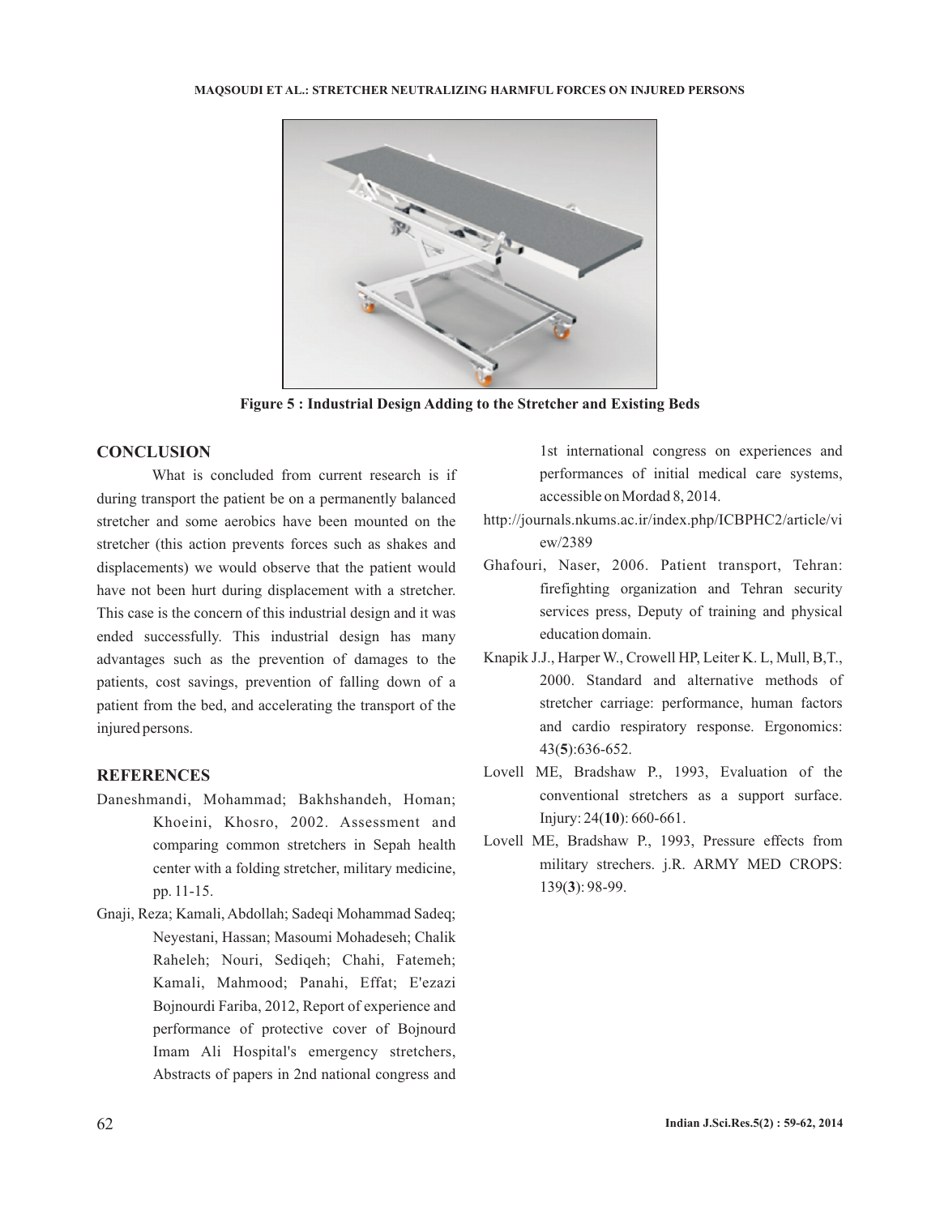Figure 5 : Industrial Design Adding to the Stretcher and Existing Beds

## CONCLUSION

What is concluded from current research is if during transport the patient be on a permanently balanced stretcher and some aerobics have been mounted on the stretcher (this action prevents forces such as shakes and displacements) we would observe that the patient would have not been hurt during displacement with a stretcher. This case is the concern of this industrial design and it was ended successfully. This industrial design has many advantages such as the prevention of damages to the patients, cost savings, prevention of falling down of a patient from the bed, and accelerating the transport of the injured persons.

## REFERENCES

Daneshmandi, Mohammad; Bakhshandeh, Homan; Khoeini, Khosro, 2002. Assessment and comparing common stretchers in Sepah health center with a folding stretcher, military medicine, pp. 11-15.

Gnaji, Reza; Kamali, Abdollah; Sadeqi Mohammad Sadeq; Neyestani, Hassan; Masoumi Mohadeseh; Chalik Raheleh; Nouri, Sediqeh; Chahi, Fatemeh; Kamali, Mahmood; Panahi, Effat; E'ezazi Bojnourdi Fariba, 2012, Report of experience and performance of protective cover of Bojnourd Imam Ali Hospital's emergency stretchers, Abstracts of papers in 2nd national congress and 1st international congress on experiences and performances of initial medical care systems, accessible on Mordad 8, 2014.

http://journals.nkums.ac.ir/index.php/ICBPHC2/article/view/2389

Ghafouri, Naser, 2006. Patient transport, Tehran: firefighting organization and Tehran security services press, Deputy of training and physical education domain.

Knapik J.J., Harper W., Crowell HP, Leiter K. L, Mull, B,T., 2000. Standard and alternative methods of stretcher carriage: performance, human factors and cardio respiratory response. Ergonomics: 43(**5**):636-652.

Lovell ME, Bradshaw P., 1993, Evaluation of the conventional stretchers as a support surface. Injury: 24(**10**): 660-661.

Lovell ME, Bradshaw P., 1993, Pressure effects from military strechers. j.R. ARMY MED CROPS: 139(**3**): 98-99.